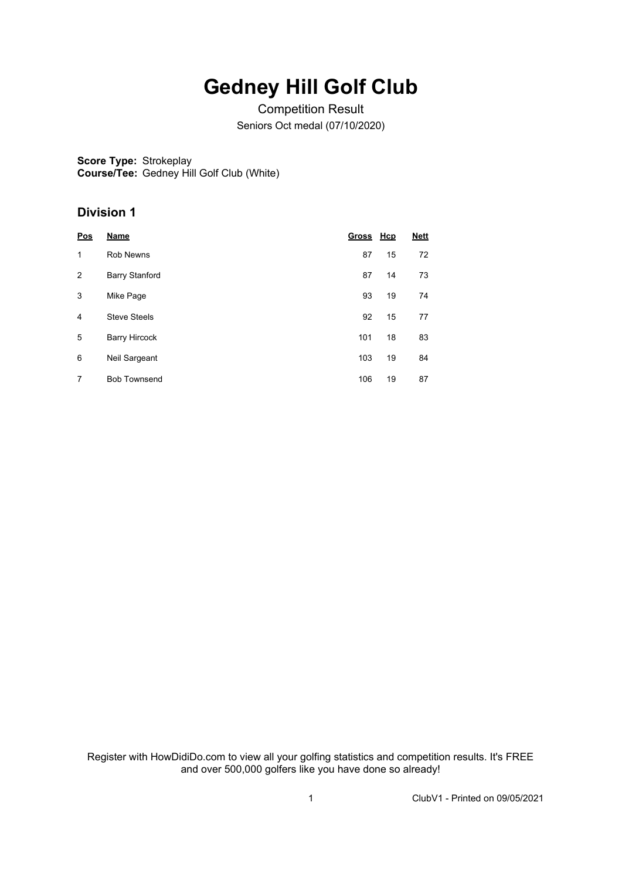# Gedney Hill Golf Club

Competition Result

Seniors Oct medal (07/10/2020)

**Score Type:** Strokeplay
**Course/Tee:** Gedney Hill Golf Club (White)

## Division 1

| Pos | Name | Gross | Hcp | Nett |
|---|---|---|---|---|
| 1 | Rob Newns | 87 | 15 | 72 |
| 2 | Barry Stanford | 87 | 14 | 73 |
| 3 | Mike Page | 93 | 19 | 74 |
| 4 | Steve Steels | 92 | 15 | 77 |
| 5 | Barry Hircock | 101 | 18 | 83 |
| 6 | Neil Sargeant | 103 | 19 | 84 |
| 7 | Bob Townsend | 106 | 19 | 87 |

Register with HowDidiDo.com to view all your golfing statistics and competition results. It's FREE and over 500,000 golfers like you have done so already!

ClubV1 - Printed on 09/05/2021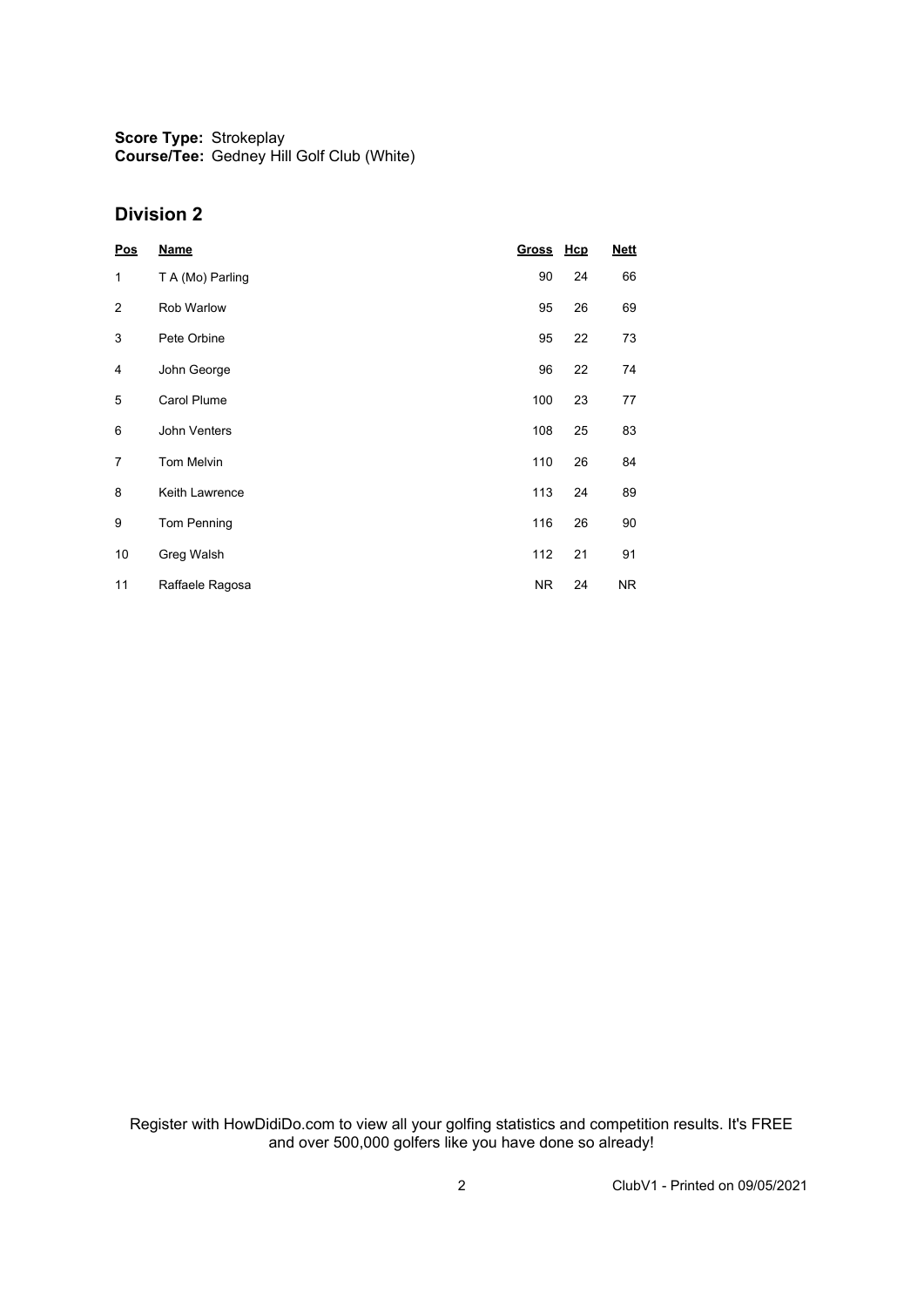**Score Type:** Strokeplay
**Course/Tee:** Gedney Hill Golf Club (White)

## Division 2

| Pos | Name | Gross | Hcp | Nett |
|---|---|---|---|---|
| 1 | T A (Mo) Parling | 90 | 24 | 66 |
| 2 | Rob Warlow | 95 | 26 | 69 |
| 3 | Pete Orbine | 95 | 22 | 73 |
| 4 | John George | 96 | 22 | 74 |
| 5 | Carol Plume | 100 | 23 | 77 |
| 6 | John Venters | 108 | 25 | 83 |
| 7 | Tom Melvin | 110 | 26 | 84 |
| 8 | Keith Lawrence | 113 | 24 | 89 |
| 9 | Tom Penning | 116 | 26 | 90 |
| 10 | Greg Walsh | 112 | 21 | 91 |
| 11 | Raffaele Ragosa | NR | 24 | NR |

Register with HowDidiDo.com to view all your golfing statistics and competition results. It's FREE and over 500,000 golfers like you have done so already!

ClubV1 - Printed on 09/05/2021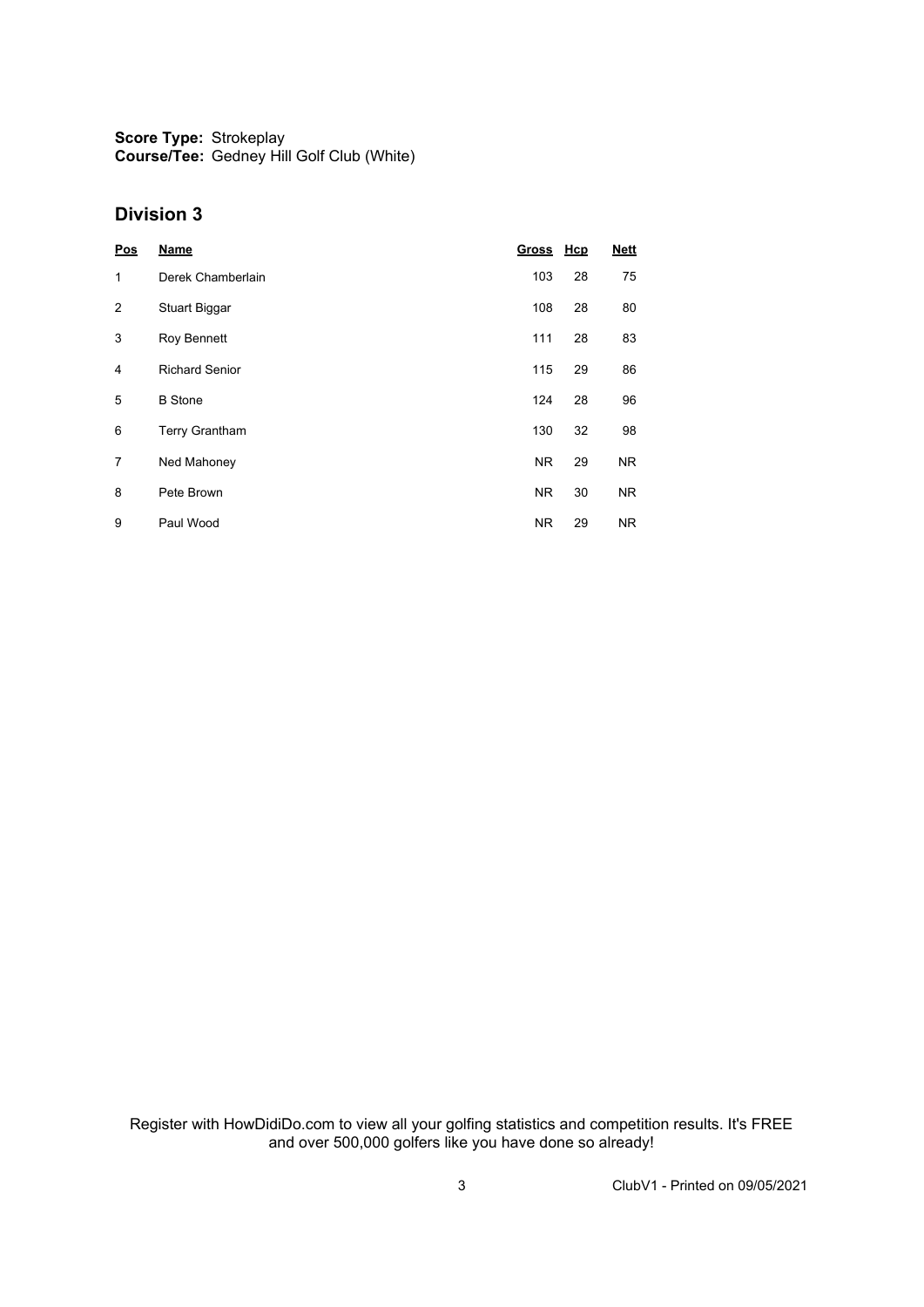**Score Type:** Strokeplay
**Course/Tee:** Gedney Hill Golf Club (White)

## Division 3

| Pos | Name | Gross | Hcp | Nett |
|---|---|---|---|---|
| 1 | Derek Chamberlain | 103 | 28 | 75 |
| 2 | Stuart Biggar | 108 | 28 | 80 |
| 3 | Roy Bennett | 111 | 28 | 83 |
| 4 | Richard Senior | 115 | 29 | 86 |
| 5 | B Stone | 124 | 28 | 96 |
| 6 | Terry Grantham | 130 | 32 | 98 |
| 7 | Ned Mahoney | NR | 29 | NR |
| 8 | Pete Brown | NR | 30 | NR |
| 9 | Paul Wood | NR | 29 | NR |

Register with HowDidiDo.com to view all your golfing statistics and competition results. It's FREE and over 500,000 golfers like you have done so already!

ClubV1 - Printed on 09/05/2021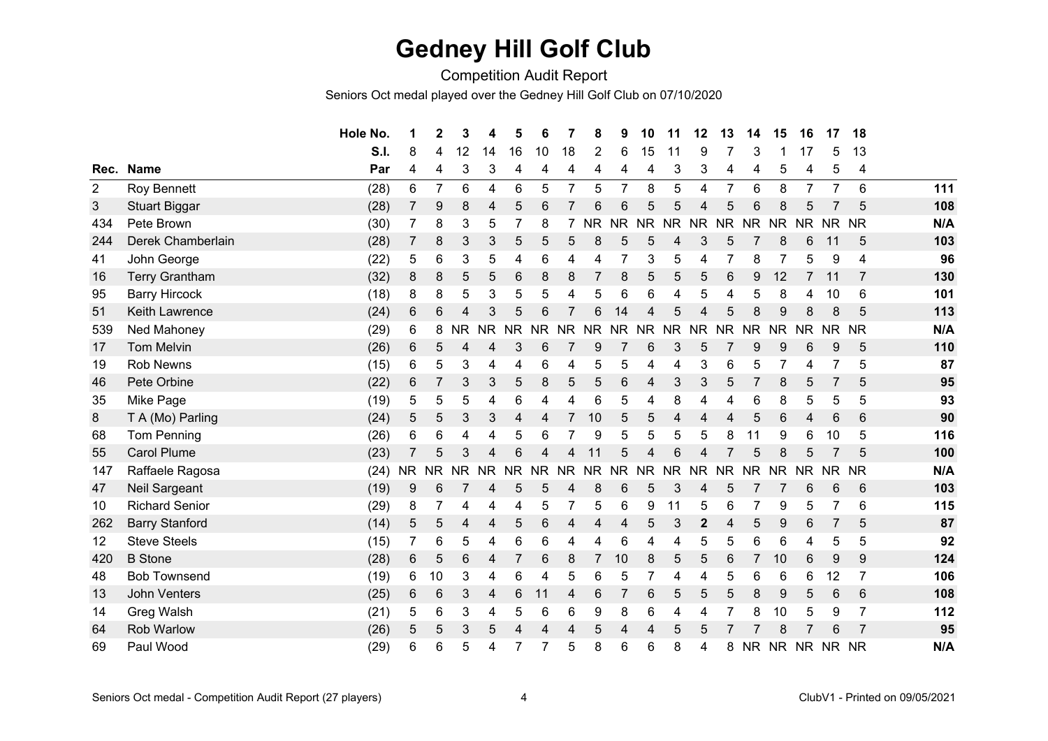# Gedney Hill Golf Club

Competition Audit Report

Seniors Oct medal played over the Gedney Hill Golf Club on 07/10/2020

| | | Hole No. | 1 | 2 | 3 | 4 | 5 | 6 | 7 | 8 | 9 | 10 | 11 | 12 | 13 | 14 | 15 | 16 | 17 | 18 | |
|---|---|---|---|---|---|---|---|---|---|---|---|---|---|---|---|---|---|---|---|---|---|
| | | S.I. | 8 | 4 | 12 | 14 | 16 | 10 | 18 | 2 | 6 | 15 | 11 | 9 | 7 | 3 | 1 | 17 | 5 | 13 | |
| Rec. | Name | Par | 4 | 4 | 3 | 3 | 4 | 4 | 4 | 4 | 4 | 4 | 3 | 3 | 4 | 4 | 5 | 4 | 5 | 4 | |
| 2 | Roy Bennett | (28) | 6 | 7 | 6 | 4 | 6 | 5 | 7 | 5 | 7 | 8 | 5 | 4 | 7 | 6 | 8 | 7 | 7 | 6 | **111** |
| 3 | Stuart Biggar | (28) | 7 | 9 | 8 | 4 | 5 | 6 | 7 | 6 | 6 | 5 | 5 | 4 | 5 | 6 | 8 | 5 | 7 | 5 | **108** |
| 434 | Pete Brown | (30) | 7 | 8 | 3 | 5 | 7 | 8 | 7 | NR | NR | NR | NR | NR | NR | NR | NR | NR | NR | NR | **N/A** |
| 244 | Derek Chamberlain | (28) | 7 | 8 | 3 | 3 | 5 | 5 | 5 | 8 | 5 | 5 | 4 | 3 | 5 | 7 | 8 | 6 | 11 | 5 | **103** |
| 41 | John George | (22) | 5 | 6 | 3 | 5 | 4 | 6 | 4 | 4 | 7 | 3 | 5 | 4 | 7 | 8 | 7 | 5 | 9 | 4 | **96** |
| 16 | Terry Grantham | (32) | 8 | 8 | 5 | 5 | 6 | 8 | 8 | 7 | 8 | 5 | 5 | 5 | 6 | 9 | 12 | 7 | 11 | 7 | **130** |
| 95 | Barry Hircock | (18) | 8 | 8 | 5 | 3 | 5 | 5 | 4 | 5 | 6 | 6 | 4 | 5 | 4 | 5 | 8 | 4 | 10 | 6 | **101** |
| 51 | Keith Lawrence | (24) | 6 | 6 | 4 | 3 | 5 | 6 | 7 | 6 | 14 | 4 | 5 | 4 | 5 | 8 | 9 | 8 | 8 | 5 | **113** |
| 539 | Ned Mahoney | (29) | 6 | 8 | NR | NR | NR | NR | NR | NR | NR | NR | NR | NR | NR | NR | NR | NR | NR | NR | **N/A** |
| 17 | Tom Melvin | (26) | 6 | 5 | 4 | 4 | 3 | 6 | 7 | 9 | 7 | 6 | 3 | 5 | 7 | 9 | 9 | 6 | 9 | 5 | **110** |
| 19 | Rob Newns | (15) | 6 | 5 | 3 | 4 | 4 | 6 | 4 | 5 | 5 | 4 | 4 | 3 | 6 | 5 | 7 | 4 | 7 | 5 | **87** |
| 46 | Pete Orbine | (22) | 6 | 7 | 3 | 3 | 5 | 8 | 5 | 5 | 6 | 4 | 3 | 3 | 5 | 7 | 8 | 5 | 7 | 5 | **95** |
| 35 | Mike Page | (19) | 5 | 5 | 5 | 4 | 6 | 4 | 4 | 6 | 5 | 4 | 8 | 4 | 4 | 6 | 8 | 5 | 5 | 5 | **93** |
| 8 | T A (Mo) Parling | (24) | 5 | 5 | 3 | 3 | 4 | 4 | 7 | 10 | 5 | 5 | 4 | 4 | 4 | 5 | 6 | 4 | 6 | 6 | **90** |
| 68 | Tom Penning | (26) | 6 | 6 | 4 | 4 | 5 | 6 | 7 | 9 | 5 | 5 | 5 | 5 | 8 | 11 | 9 | 6 | 10 | 5 | **116** |
| 55 | Carol Plume | (23) | 7 | 5 | 3 | 4 | 6 | 4 | 4 | 11 | 5 | 4 | 6 | 4 | 7 | 5 | 8 | 5 | 7 | 5 | **100** |
| 147 | Raffaele Ragosa | (24) | NR | NR | NR | NR | NR | NR | NR | NR | NR | NR | NR | NR | NR | NR | NR | NR | NR | NR | **N/A** |
| 47 | Neil Sargeant | (19) | 9 | 6 | 7 | 4 | 5 | 5 | 4 | 8 | 6 | 5 | 3 | 4 | 5 | 7 | 7 | 6 | 6 | 6 | **103** |
| 10 | Richard Senior | (29) | 8 | 7 | 4 | 4 | 4 | 5 | 7 | 5 | 6 | 9 | 11 | 5 | 6 | 7 | 9 | 5 | 7 | 6 | **115** |
| 262 | Barry Stanford | (14) | 5 | 5 | 4 | 4 | 5 | 6 | 4 | 4 | 4 | 5 | 3 | **2** | 4 | 5 | 9 | 6 | 7 | 5 | **87** |
| 12 | Steve Steels | (15) | 7 | 6 | 5 | 4 | 6 | 6 | 4 | 4 | 6 | 4 | 4 | 5 | 5 | 6 | 6 | 4 | 5 | 5 | **92** |
| 420 | B Stone | (28) | 6 | 5 | 6 | 4 | 7 | 6 | 8 | 7 | 10 | 8 | 5 | 5 | 6 | 7 | 10 | 6 | 9 | 9 | **124** |
| 48 | Bob Townsend | (19) | 6 | 10 | 3 | 4 | 6 | 4 | 5 | 6 | 5 | 7 | 4 | 4 | 5 | 6 | 6 | 6 | 12 | 7 | **106** |
| 13 | John Venters | (25) | 6 | 6 | 3 | 4 | 6 | 11 | 4 | 6 | 7 | 6 | 5 | 5 | 5 | 8 | 9 | 5 | 6 | 6 | **108** |
| 14 | Greg Walsh | (21) | 5 | 6 | 3 | 4 | 5 | 6 | 6 | 9 | 8 | 6 | 4 | 4 | 7 | 8 | 10 | 5 | 9 | 7 | **112** |
| 64 | Rob Warlow | (26) | 5 | 5 | 3 | 5 | 4 | 4 | 4 | 5 | 4 | 4 | 5 | 5 | 7 | 7 | 8 | 7 | 6 | 7 | **95** |
| 69 | Paul Wood | (29) | 6 | 6 | 5 | 4 | 7 | 7 | 5 | 8 | 6 | 6 | 8 | 4 | 8 | NR | NR | NR | NR | NR | **N/A** |

Seniors Oct medal - Competition Audit Report (27 players) ClubV1 - Printed on 09/05/2021